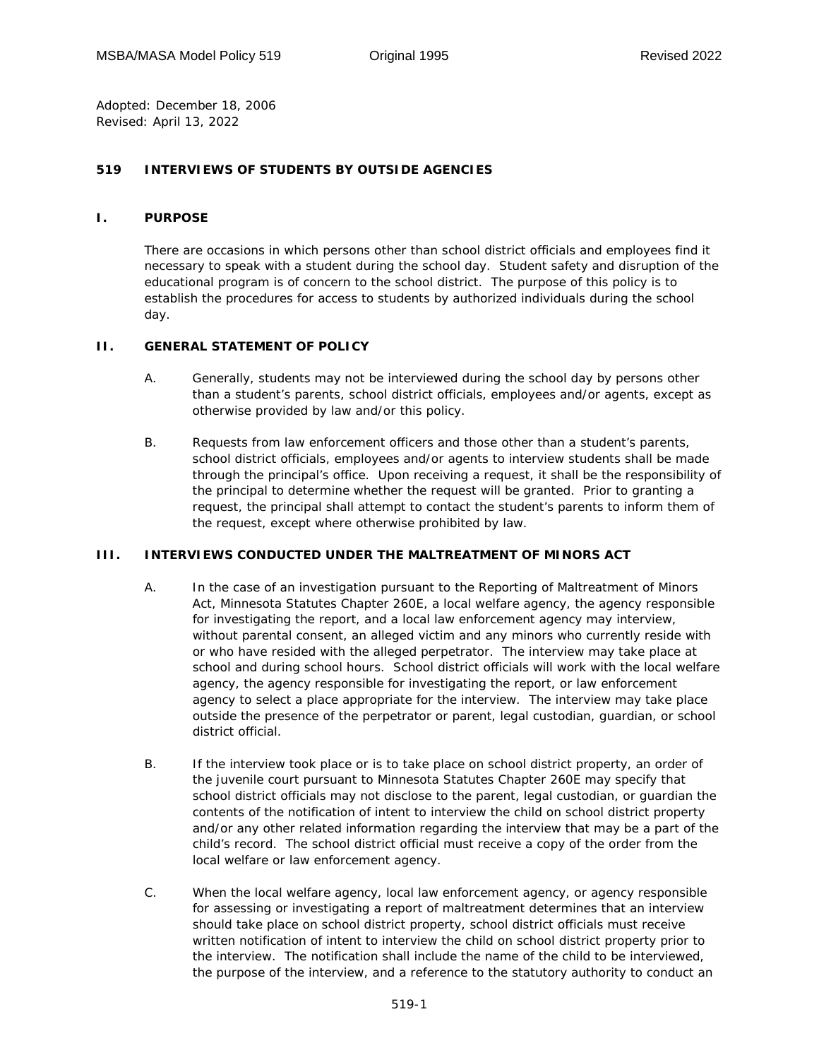Adopted: December 18, 2006
Revised: April 13, 2022

# 519 INTERVIEWS OF STUDENTS BY OUTSIDE AGENCIES

## I. PURPOSE

There are occasions in which persons other than school district officials and employees find it necessary to speak with a student during the school day. Student safety and disruption of the educational program is of concern to the school district. The purpose of this policy is to establish the procedures for access to students by authorized individuals during the school day.

## II. GENERAL STATEMENT OF POLICY

A. Generally, students may not be interviewed during the school day by persons other than a student's parents, school district officials, employees and/or agents, except as otherwise provided by law and/or this policy.

B. Requests from law enforcement officers and those other than a student's parents, school district officials, employees and/or agents to interview students shall be made through the principal's office. Upon receiving a request, it shall be the responsibility of the principal to determine whether the request will be granted. Prior to granting a request, the principal shall attempt to contact the student's parents to inform them of the request, except where otherwise prohibited by law.

## III. INTERVIEWS CONDUCTED UNDER THE MALTREATMENT OF MINORS ACT

A. In the case of an investigation pursuant to the Reporting of Maltreatment of Minors Act, Minnesota Statutes Chapter 260E, a local welfare agency, the agency responsible for investigating the report, and a local law enforcement agency may interview, without parental consent, an alleged victim and any minors who currently reside with or who have resided with the alleged perpetrator. The interview may take place at school and during school hours. School district officials will work with the local welfare agency, the agency responsible for investigating the report, or law enforcement agency to select a place appropriate for the interview. The interview may take place outside the presence of the perpetrator or parent, legal custodian, guardian, or school district official.

B. If the interview took place or is to take place on school district property, an order of the juvenile court pursuant to Minnesota Statutes Chapter 260E may specify that school district officials may not disclose to the parent, legal custodian, or guardian the contents of the notification of intent to interview the child on school district property and/or any other related information regarding the interview that may be a part of the child's record. The school district official must receive a copy of the order from the local welfare or law enforcement agency.

C. When the local welfare agency, local law enforcement agency, or agency responsible for assessing or investigating a report of maltreatment determines that an interview should take place on school district property, school district officials must receive written notification of intent to interview the child on school district property prior to the interview. The notification shall include the name of the child to be interviewed, the purpose of the interview, and a reference to the statutory authority to conduct an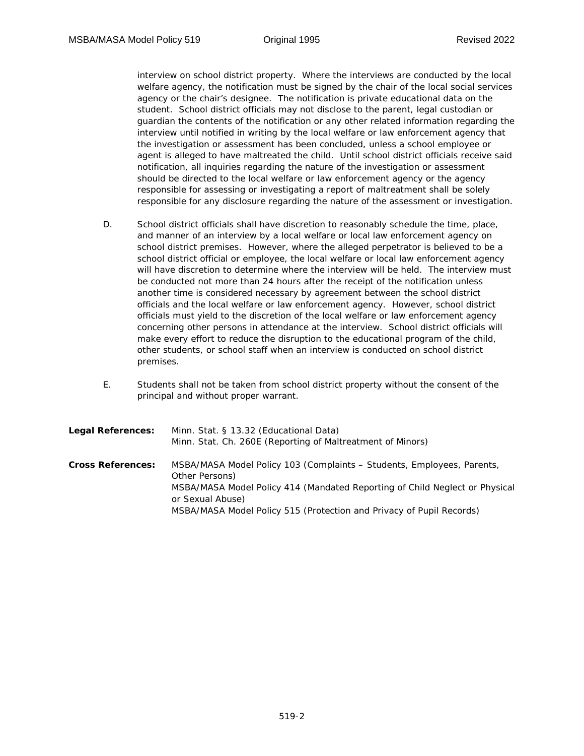interview on school district property. Where the interviews are conducted by the local welfare agency, the notification must be signed by the chair of the local social services agency or the chair's designee. The notification is private educational data on the student. School district officials may not disclose to the parent, legal custodian or guardian the contents of the notification or any other related information regarding the interview until notified in writing by the local welfare or law enforcement agency that the investigation or assessment has been concluded, unless a school employee or agent is alleged to have maltreated the child. Until school district officials receive said notification, all inquiries regarding the nature of the investigation or assessment should be directed to the local welfare or law enforcement agency or the agency responsible for assessing or investigating a report of maltreatment shall be solely responsible for any disclosure regarding the nature of the assessment or investigation.

D. School district officials shall have discretion to reasonably schedule the time, place, and manner of an interview by a local welfare or local law enforcement agency on school district premises. However, where the alleged perpetrator is believed to be a school district official or employee, the local welfare or local law enforcement agency will have discretion to determine where the interview will be held. The interview must be conducted not more than 24 hours after the receipt of the notification unless another time is considered necessary by agreement between the school district officials and the local welfare or law enforcement agency. However, school district officials must yield to the discretion of the local welfare or law enforcement agency concerning other persons in attendance at the interview. School district officials will make every effort to reduce the disruption to the educational program of the child, other students, or school staff when an interview is conducted on school district premises.

E. Students shall not be taken from school district property without the consent of the principal and without proper warrant.

**Legal References:** Minn. Stat. § 13.32 (Educational Data)
Minn. Stat. Ch. 260E (Reporting of Maltreatment of Minors)

**Cross References:** MSBA/MASA Model Policy 103 (Complaints – Students, Employees, Parents, Other Persons)
MSBA/MASA Model Policy 414 (Mandated Reporting of Child Neglect or Physical or Sexual Abuse)
MSBA/MASA Model Policy 515 (Protection and Privacy of Pupil Records)